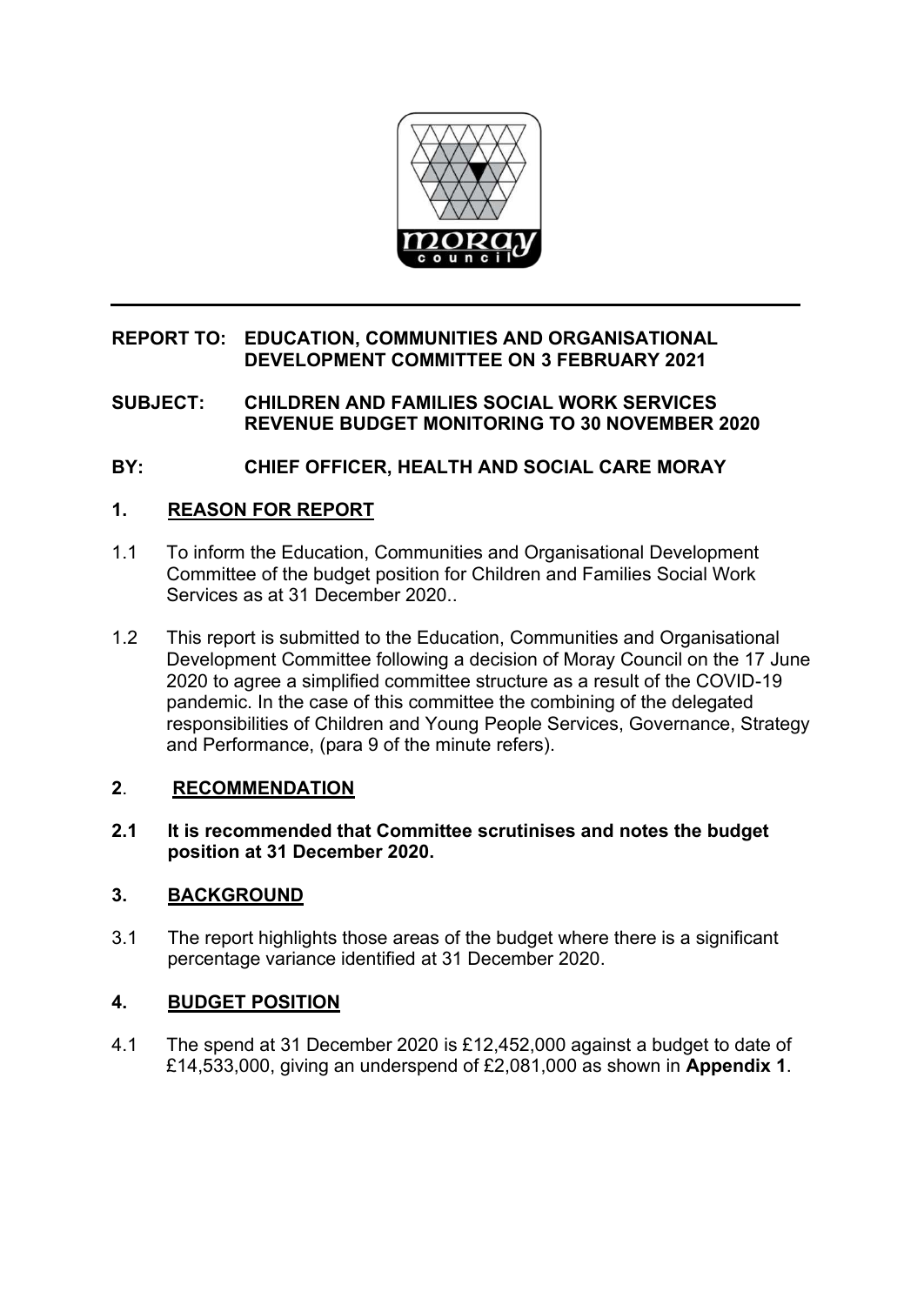**REPORT TO: EDUCATION, COMMUNITIES AND ORGANISATIONAL DEVELOPMENT COMMITTEE ON 3 FEBRUARY 2021**

**SUBJECT: CHILDREN AND FAMILIES SOCIAL WORK SERVICES REVENUE BUDGET MONITORING TO 30 NOVEMBER 2020**

**BY: CHIEF OFFICER, HEALTH AND SOCIAL CARE MORAY**

## 1. REASON FOR REPORT

1.1 To inform the Education, Communities and Organisational Development Committee of the budget position for Children and Families Social Work Services as at 31 December 2020..

1.2 This report is submitted to the Education, Communities and Organisational Development Committee following a decision of Moray Council on the 17 June 2020 to agree a simplified committee structure as a result of the COVID-19 pandemic. In the case of this committee the combining of the delegated responsibilities of Children and Young People Services, Governance, Strategy and Performance, (para 9 of the minute refers).

## 2. RECOMMENDATION

**2.1 It is recommended that Committee scrutinises and notes the budget position at 31 December 2020.**

## 3. BACKGROUND

3.1 The report highlights those areas of the budget where there is a significant percentage variance identified at 31 December 2020.

## 4. BUDGET POSITION

4.1 The spend at 31 December 2020 is £12,452,000 against a budget to date of £14,533,000, giving an underspend of £2,081,000 as shown in **Appendix 1**.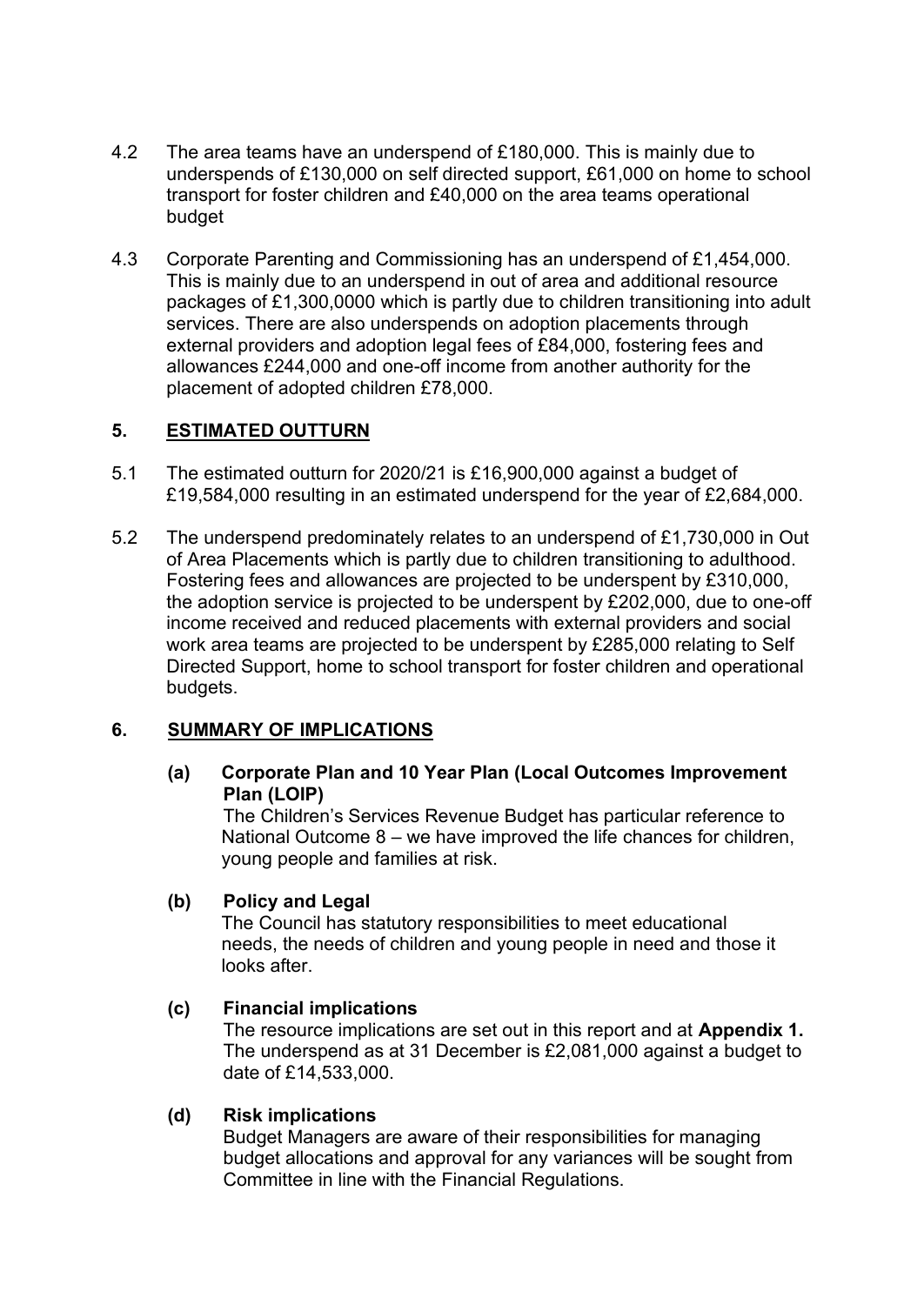4.2 The area teams have an underspend of £180,000. This is mainly due to underspends of £130,000 on self directed support, £61,000 on home to school transport for foster children and £40,000 on the area teams operational budget

4.3 Corporate Parenting and Commissioning has an underspend of £1,454,000. This is mainly due to an underspend in out of area and additional resource packages of £1,300,0000 which is partly due to children transitioning into adult services. There are also underspends on adoption placements through external providers and adoption legal fees of £84,000, fostering fees and allowances £244,000 and one-off income from another authority for the placement of adopted children £78,000.

## 5. ESTIMATED OUTTURN

5.1 The estimated outturn for 2020/21 is £16,900,000 against a budget of £19,584,000 resulting in an estimated underspend for the year of £2,684,000.

5.2 The underspend predominately relates to an underspend of £1,730,000 in Out of Area Placements which is partly due to children transitioning to adulthood. Fostering fees and allowances are projected to be underspent by £310,000, the adoption service is projected to be underspent by £202,000, due to one-off income received and reduced placements with external providers and social work area teams are projected to be underspent by £285,000 relating to Self Directed Support, home to school transport for foster children and operational budgets.

## 6. SUMMARY OF IMPLICATIONS

**(a) Corporate Plan and 10 Year Plan (Local Outcomes Improvement Plan (LOIP)**

The Children's Services Revenue Budget has particular reference to National Outcome 8 – we have improved the life chances for children, young people and families at risk.

**(b) Policy and Legal**

The Council has statutory responsibilities to meet educational needs, the needs of children and young people in need and those it looks after.

**(c) Financial implications**

The resource implications are set out in this report and at **Appendix 1.** The underspend as at 31 December is £2,081,000 against a budget to date of £14,533,000.

**(d) Risk implications**

Budget Managers are aware of their responsibilities for managing budget allocations and approval for any variances will be sought from Committee in line with the Financial Regulations.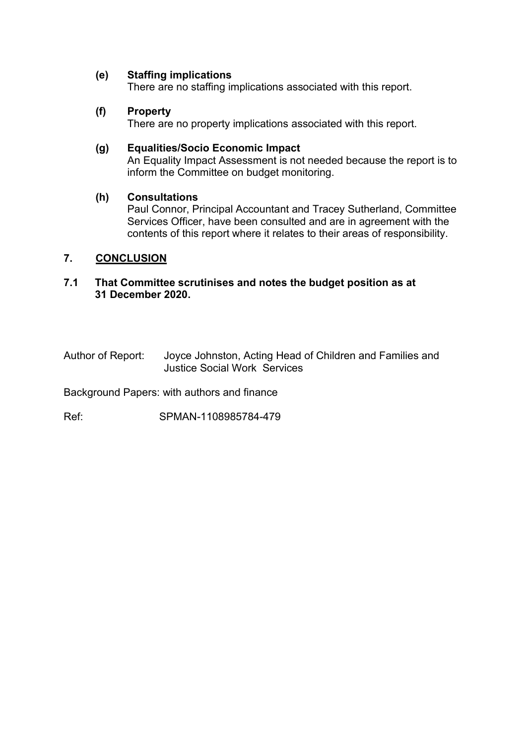**(e) Staffing implications**

There are no staffing implications associated with this report.

**(f) Property**

There are no property implications associated with this report.

**(g) Equalities/Socio Economic Impact**

An Equality Impact Assessment is not needed because the report is to inform the Committee on budget monitoring.

**(h) Consultations**

Paul Connor, Principal Accountant and Tracey Sutherland, Committee Services Officer, have been consulted and are in agreement with the contents of this report where it relates to their areas of responsibility.

## 7. CONCLUSION

**7.1 That Committee scrutinises and notes the budget position as at 31 December 2020.**

Author of Report: Joyce Johnston, Acting Head of Children and Families and Justice Social Work Services

Background Papers: with authors and finance

Ref: SPMAN-1108985784-479